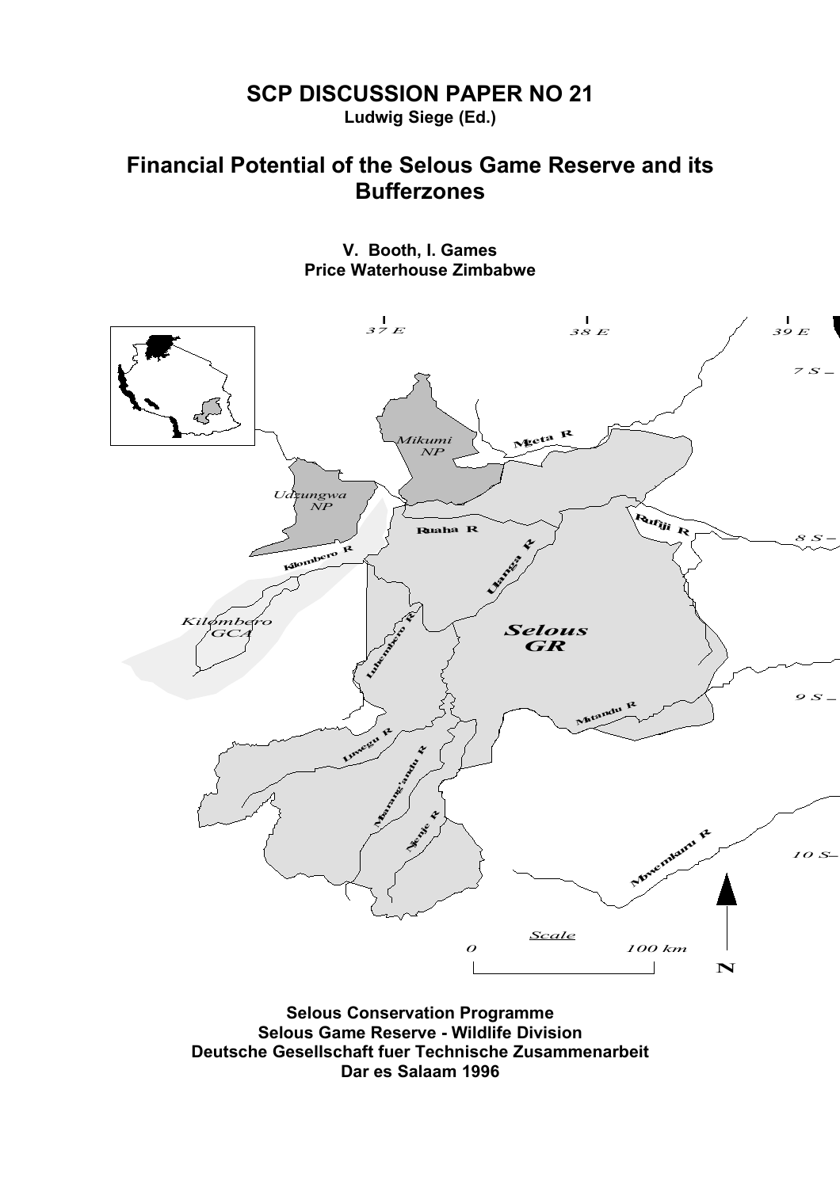# SCP DISCUSSION PAPER NO 21

**Ludwig Siege (Ed.)**

## Financial Potential of the Selous Game Reserve and its Bufferzones

**V. Booth, I. Games**
**Price Waterhouse Zimbabwe**

**Selous Conservation Programme**
**Selous Game Reserve - Wildlife Division**
**Deutsche Gesellschaft fuer Technische Zusammenarbeit**
**Dar es Salaam 1996**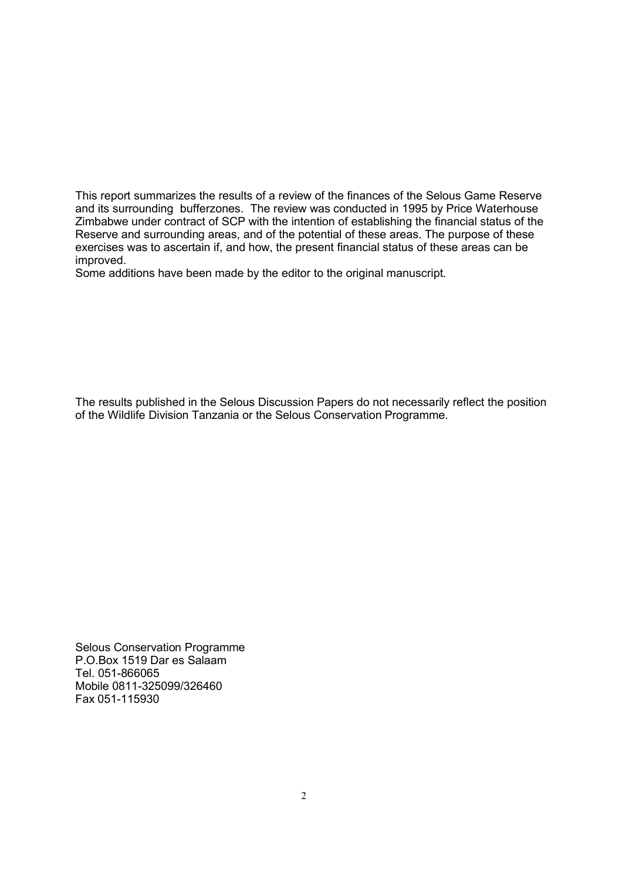This report summarizes the results of a review of the finances of the Selous Game Reserve and its surrounding bufferzones. The review was conducted in 1995 by Price Waterhouse Zimbabwe under contract of SCP with the intention of establishing the financial status of the Reserve and surrounding areas, and of the potential of these areas. The purpose of these exercises was to ascertain if, and how, the present financial status of these areas can be improved.
Some additions have been made by the editor to the original manuscript.

The results published in the Selous Discussion Papers do not necessarily reflect the position of the Wildlife Division Tanzania or the Selous Conservation Programme.

Selous Conservation Programme
P.O.Box 1519 Dar es Salaam
Tel. 051-866065
Mobile 0811-325099/326460
Fax 051-115930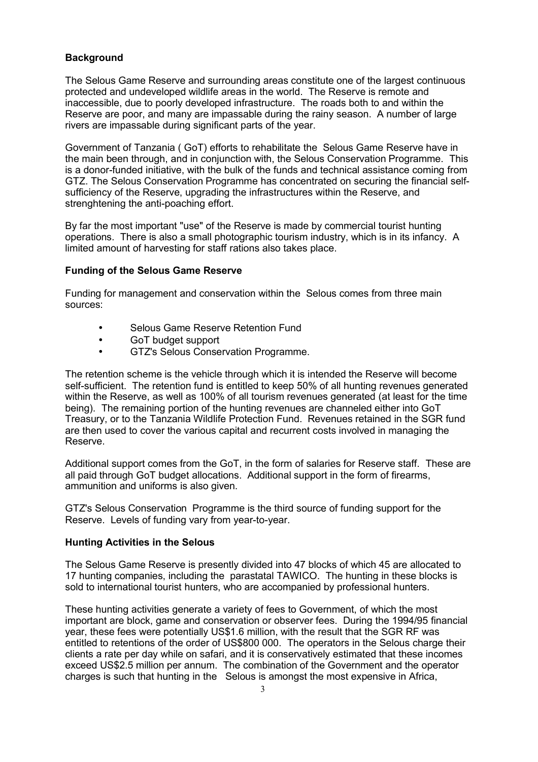**Background**

The Selous Game Reserve and surrounding areas constitute one of the largest continuous protected and undeveloped wildlife areas in the world. The Reserve is remote and inaccessible, due to poorly developed infrastructure. The roads both to and within the Reserve are poor, and many are impassable during the rainy season. A number of large rivers are impassable during significant parts of the year.

Government of Tanzania ( GoT) efforts to rehabilitate the Selous Game Reserve have in the main been through, and in conjunction with, the Selous Conservation Programme. This is a donor-funded initiative, with the bulk of the funds and technical assistance coming from GTZ. The Selous Conservation Programme has concentrated on securing the financial self-sufficiency of the Reserve, upgrading the infrastructures within the Reserve, and strenghtening the anti-poaching effort.

By far the most important "use" of the Reserve is made by commercial tourist hunting operations. There is also a small photographic tourism industry, which is in its infancy. A limited amount of harvesting for staff rations also takes place.

**Funding of the Selous Game Reserve**

Funding for management and conservation within the Selous comes from three main sources:

- Selous Game Reserve Retention Fund
- GoT budget support
- GTZ's Selous Conservation Programme.

The retention scheme is the vehicle through which it is intended the Reserve will become self-sufficient. The retention fund is entitled to keep 50% of all hunting revenues generated within the Reserve, as well as 100% of all tourism revenues generated (at least for the time being). The remaining portion of the hunting revenues are channeled either into GoT Treasury, or to the Tanzania Wildlife Protection Fund. Revenues retained in the SGR fund are then used to cover the various capital and recurrent costs involved in managing the Reserve.

Additional support comes from the GoT, in the form of salaries for Reserve staff. These are all paid through GoT budget allocations. Additional support in the form of firearms, ammunition and uniforms is also given.

GTZ's Selous Conservation Programme is the third source of funding support for the Reserve. Levels of funding vary from year-to-year.

**Hunting Activities in the Selous**

The Selous Game Reserve is presently divided into 47 blocks of which 45 are allocated to 17 hunting companies, including the parastatal TAWICO. The hunting in these blocks is sold to international tourist hunters, who are accompanied by professional hunters.

These hunting activities generate a variety of fees to Government, of which the most important are block, game and conservation or observer fees. During the 1994/95 financial year, these fees were potentially US$1.6 million, with the result that the SGR RF was entitled to retentions of the order of US$800 000. The operators in the Selous charge their clients a rate per day while on safari, and it is conservatively estimated that these incomes exceed US$2.5 million per annum. The combination of the Government and the operator charges is such that hunting in the Selous is amongst the most expensive in Africa,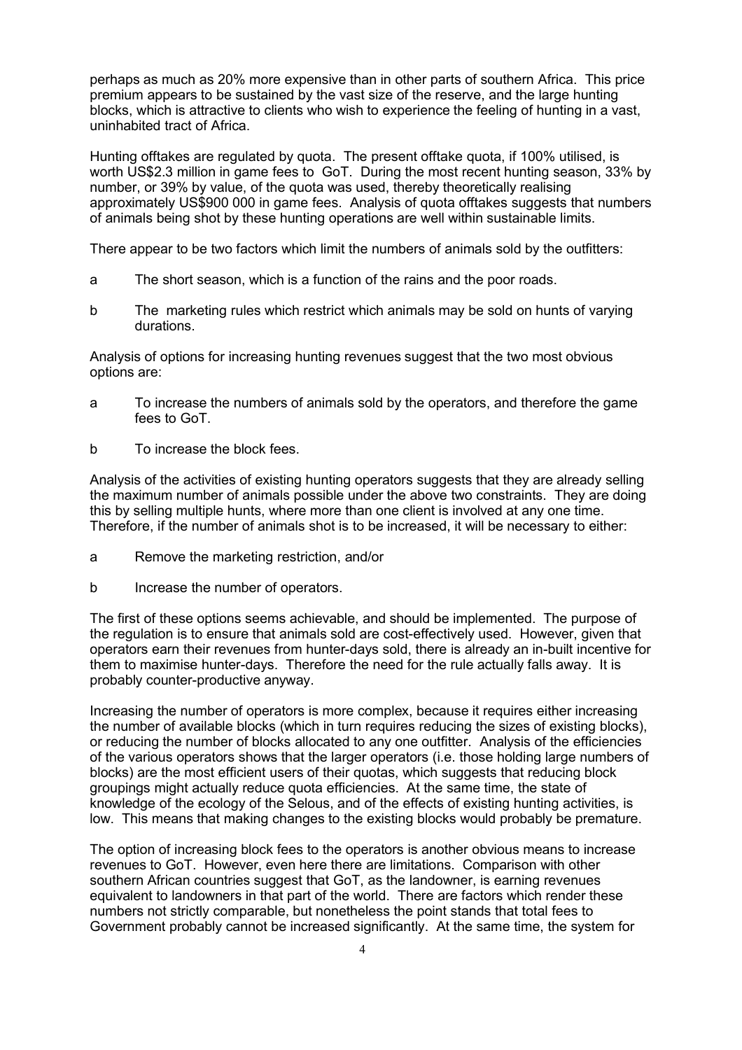perhaps as much as 20% more expensive than in other parts of southern Africa. This price premium appears to be sustained by the vast size of the reserve, and the large hunting blocks, which is attractive to clients who wish to experience the feeling of hunting in a vast, uninhabited tract of Africa.

Hunting offtakes are regulated by quota. The present offtake quota, if 100% utilised, is worth US$2.3 million in game fees to GoT. During the most recent hunting season, 33% by number, or 39% by value, of the quota was used, thereby theoretically realising approximately US$900 000 in game fees. Analysis of quota offtakes suggests that numbers of animals being shot by these hunting operations are well within sustainable limits.

There appear to be two factors which limit the numbers of animals sold by the outfitters:

a The short season, which is a function of the rains and the poor roads.

b The marketing rules which restrict which animals may be sold on hunts of varying durations.

Analysis of options for increasing hunting revenues suggest that the two most obvious options are:

a To increase the numbers of animals sold by the operators, and therefore the game fees to GoT.

b To increase the block fees.

Analysis of the activities of existing hunting operators suggests that they are already selling the maximum number of animals possible under the above two constraints. They are doing this by selling multiple hunts, where more than one client is involved at any one time. Therefore, if the number of animals shot is to be increased, it will be necessary to either:

a Remove the marketing restriction, and/or

b Increase the number of operators.

The first of these options seems achievable, and should be implemented. The purpose of the regulation is to ensure that animals sold are cost-effectively used. However, given that operators earn their revenues from hunter-days sold, there is already an in-built incentive for them to maximise hunter-days. Therefore the need for the rule actually falls away. It is probably counter-productive anyway.

Increasing the number of operators is more complex, because it requires either increasing the number of available blocks (which in turn requires reducing the sizes of existing blocks), or reducing the number of blocks allocated to any one outfitter. Analysis of the efficiencies of the various operators shows that the larger operators (i.e. those holding large numbers of blocks) are the most efficient users of their quotas, which suggests that reducing block groupings might actually reduce quota efficiencies. At the same time, the state of knowledge of the ecology of the Selous, and of the effects of existing hunting activities, is low. This means that making changes to the existing blocks would probably be premature.

The option of increasing block fees to the operators is another obvious means to increase revenues to GoT. However, even here there are limitations. Comparison with other southern African countries suggest that GoT, as the landowner, is earning revenues equivalent to landowners in that part of the world. There are factors which render these numbers not strictly comparable, but nonetheless the point stands that total fees to Government probably cannot be increased significantly. At the same time, the system for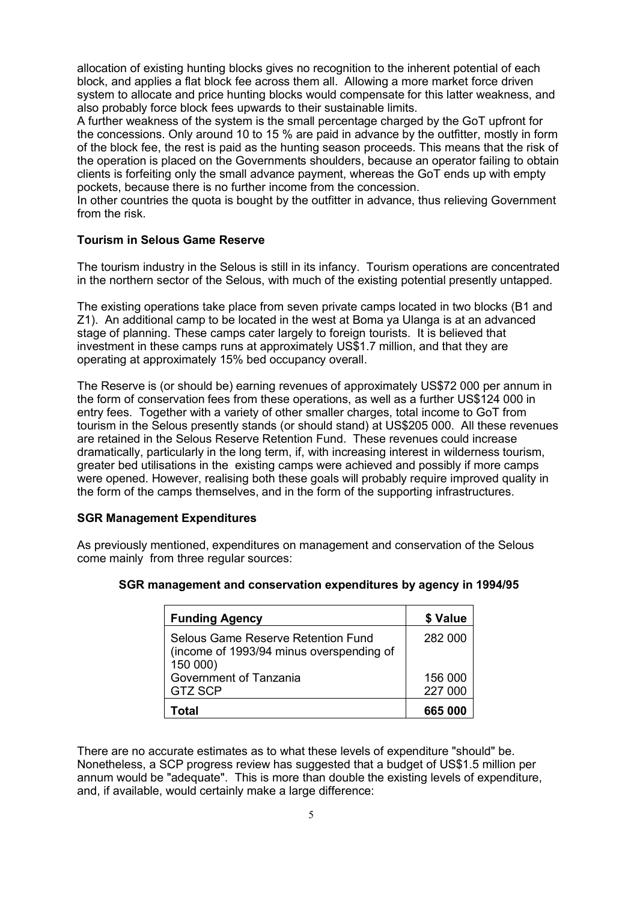allocation of existing hunting blocks gives no recognition to the inherent potential of each block, and applies a flat block fee across them all. Allowing a more market force driven system to allocate and price hunting blocks would compensate for this latter weakness, and also probably force block fees upwards to their sustainable limits.
A further weakness of the system is the small percentage charged by the GoT upfront for the concessions. Only around 10 to 15 % are paid in advance by the outfitter, mostly in form of the block fee, the rest is paid as the hunting season proceeds. This means that the risk of the operation is placed on the Governments shoulders, because an operator failing to obtain clients is forfeiting only the small advance payment, whereas the GoT ends up with empty pockets, because there is no further income from the concession.
In other countries the quota is bought by the outfitter in advance, thus relieving Government from the risk.

**Tourism in Selous Game Reserve**

The tourism industry in the Selous is still in its infancy. Tourism operations are concentrated in the northern sector of the Selous, with much of the existing potential presently untapped.

The existing operations take place from seven private camps located in two blocks (B1 and Z1). An additional camp to be located in the west at Boma ya Ulanga is at an advanced stage of planning. These camps cater largely to foreign tourists. It is believed that investment in these camps runs at approximately US$1.7 million, and that they are operating at approximately 15% bed occupancy overall.

The Reserve is (or should be) earning revenues of approximately US$72 000 per annum in the form of conservation fees from these operations, as well as a further US$124 000 in entry fees. Together with a variety of other smaller charges, total income to GoT from tourism in the Selous presently stands (or should stand) at US$205 000. All these revenues are retained in the Selous Reserve Retention Fund. These revenues could increase dramatically, particularly in the long term, if, with increasing interest in wilderness tourism, greater bed utilisations in the existing camps were achieved and possibly if more camps were opened. However, realising both these goals will probably require improved quality in the form of the camps themselves, and in the form of the supporting infrastructures.

**SGR Management Expenditures**

As previously mentioned, expenditures on management and conservation of the Selous come mainly from three regular sources:

**SGR management and conservation expenditures by agency in 1994/95**

| Funding Agency | $ Value |
|---|---|
| Selous Game Reserve Retention Fund (income of 1993/94 minus overspending of 150 000) | 282 000 |
| Government of Tanzania | 156 000 |
| GTZ SCP | 227 000 |
| **Total** | **665 000** |

There are no accurate estimates as to what these levels of expenditure "should" be. Nonetheless, a SCP progress review has suggested that a budget of US$1.5 million per annum would be "adequate". This is more than double the existing levels of expenditure, and, if available, would certainly make a large difference: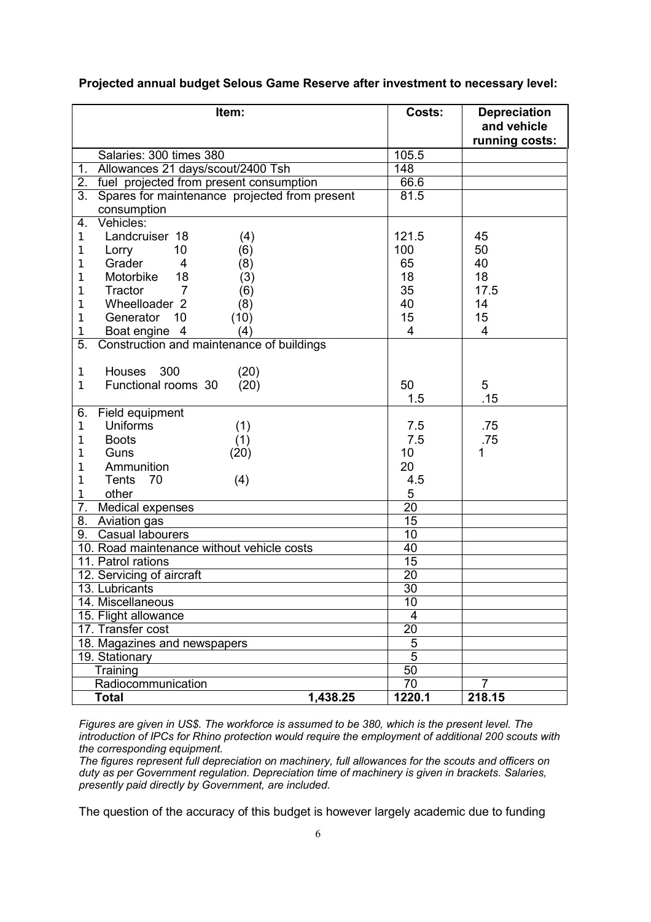**Projected annual budget Selous Game Reserve after investment to necessary level:**

| Item: | Costs: | Depreciation and vehicle running costs: |
|---|---|---|
| Salaries: 300 times 380 | 105.5 | |
| 1. Allowances 21 days/scout/2400 Tsh | 148 | |
| 2. fuel projected from present consumption | 66.6 | |
| 3. Spares for maintenance projected from present consumption | 81.5 | |
| 4. Vehicles: | | |
| 1 Landcruiser 18 (4) | 121.5 | 45 |
| 1 Lorry 10 (6) | 100 | 50 |
| 1 Grader 4 (8) | 65 | 40 |
| 1 Motorbike 18 (3) | 18 | 18 |
| 1 Tractor 7 (6) | 35 | 17.5 |
| 1 Wheelloader 2 (8) | 40 | 14 |
| 1 Generator 10 (10) | 15 | 15 |
| 1 Boat engine 4 (4) | 4 | 4 |
| 5. Construction and maintenance of buildings | | |
| 1 Houses 300 (20) | 50 | 5 |
| 1 Functional rooms 30 (20) | 1.5 | .15 |
| 6. Field equipment | | |
| 1 Uniforms (1) | 7.5 | .75 |
| 1 Boots (1) | 7.5 | .75 |
| 1 Guns (20) | 10 | 1 |
| 1 Ammunition | 20 | |
| 1 Tents 70 (4) | 4.5 | |
| 1 other | 5 | |
| 7. Medical expenses | 20 | |
| 8. Aviation gas | 15 | |
| 9. Casual labourers | 10 | |
| 10. Road maintenance without vehicle costs | 40 | |
| 11. Patrol rations | 15 | |
| 12. Servicing of aircraft | 20 | |
| 13. Lubricants | 30 | |
| 14. Miscellaneous | 10 | |
| 15. Flight allowance | 4 | |
| 17. Transfer cost | 20 | |
| 18. Magazines and newspapers | 5 | |
| 19. Stationary | 5 | |
| Training | 50 | |
| Radiocommunication | 70 | 7 |
| **Total** **1,438.25** | **1220.1** | **218.15** |

*Figures are given in US$. The workforce is assumed to be 380, which is the present level. The introduction of IPCs for Rhino protection would require the employment of additional 200 scouts with the corresponding equipment.*
*The figures represent full depreciation on machinery, full allowances for the scouts and officers on duty as per Government regulation. Depreciation time of machinery is given in brackets. Salaries, presently paid directly by Government, are included.*

The question of the accuracy of this budget is however largely academic due to funding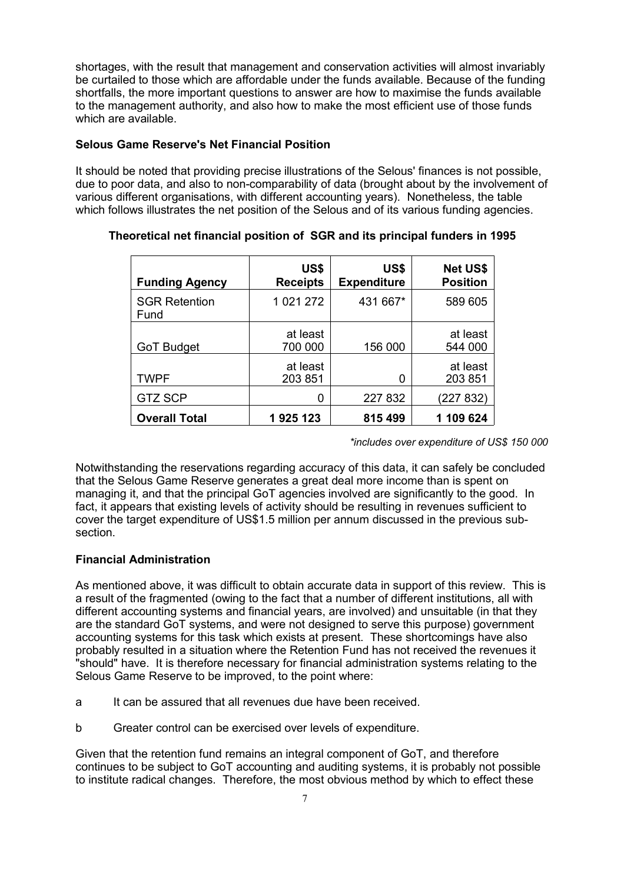shortages, with the result that management and conservation activities will almost invariably be curtailed to those which are affordable under the funds available. Because of the funding shortfalls, the more important questions to answer are how to maximise the funds available to the management authority, and also how to make the most efficient use of those funds which are available.

**Selous Game Reserve's Net Financial Position**

It should be noted that providing precise illustrations of the Selous' finances is not possible, due to poor data, and also to non-comparability of data (brought about by the involvement of various different organisations, with different accounting years). Nonetheless, the table which follows illustrates the net position of the Selous and of its various funding agencies.

**Theoretical net financial position of SGR and its principal funders in 1995**

| Funding Agency | US$ Receipts | US$ Expenditure | Net US$ Position |
|---|---|---|---|
| SGR Retention Fund | 1 021 272 | 431 667* | 589 605 |
| GoT Budget | at least 700 000 | 156 000 | at least 544 000 |
| TWPF | at least 203 851 | 0 | at least 203 851 |
| GTZ SCP | 0 | 227 832 | (227 832) |
| **Overall Total** | **1 925 123** | **815 499** | **1 109 624** |

*\*includes over expenditure of US$ 150 000*

Notwithstanding the reservations regarding accuracy of this data, it can safely be concluded that the Selous Game Reserve generates a great deal more income than is spent on managing it, and that the principal GoT agencies involved are significantly to the good. In fact, it appears that existing levels of activity should be resulting in revenues sufficient to cover the target expenditure of US$1.5 million per annum discussed in the previous sub-section.

**Financial Administration**

As mentioned above, it was difficult to obtain accurate data in support of this review. This is a result of the fragmented (owing to the fact that a number of different institutions, all with different accounting systems and financial years, are involved) and unsuitable (in that they are the standard GoT systems, and were not designed to serve this purpose) government accounting systems for this task which exists at present. These shortcomings have also probably resulted in a situation where the Retention Fund has not received the revenues it "should" have. It is therefore necessary for financial administration systems relating to the Selous Game Reserve to be improved, to the point where:

a It can be assured that all revenues due have been received.

b Greater control can be exercised over levels of expenditure.

Given that the retention fund remains an integral component of GoT, and therefore continues to be subject to GoT accounting and auditing systems, it is probably not possible to institute radical changes. Therefore, the most obvious method by which to effect these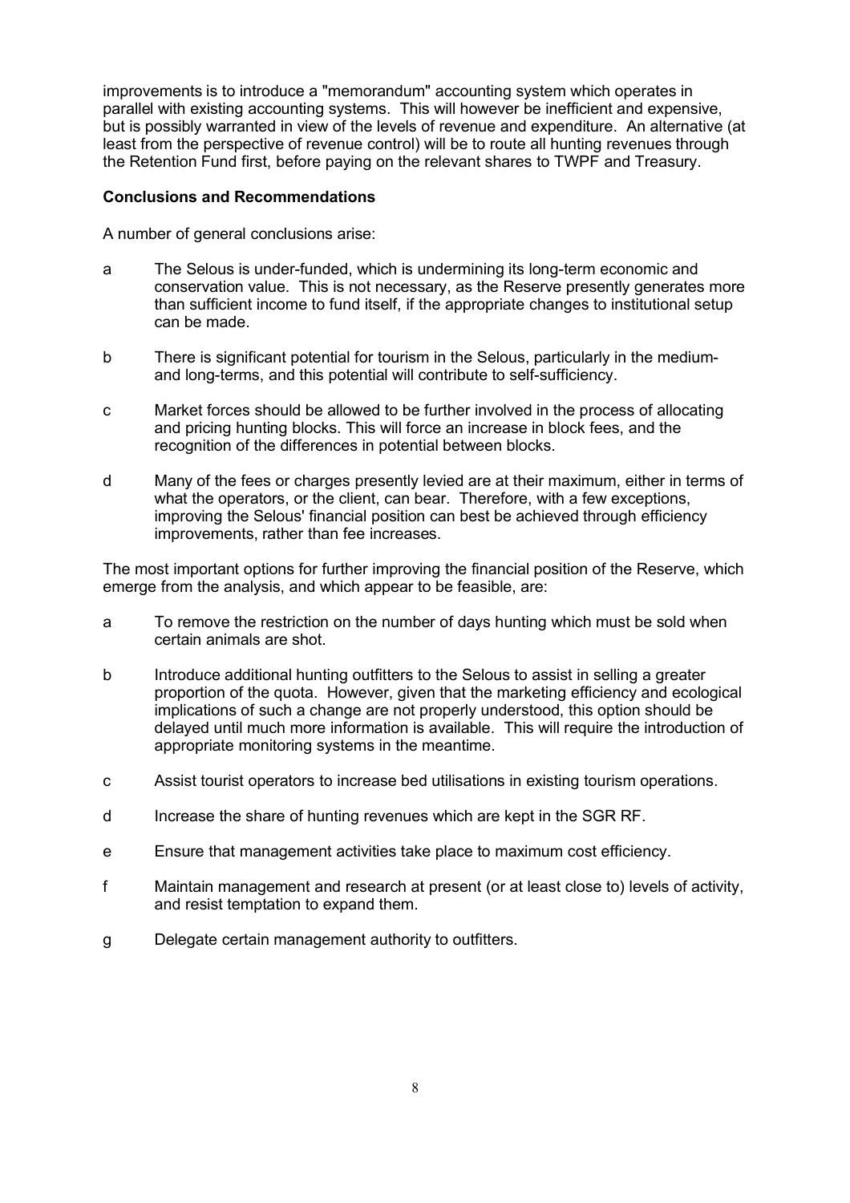improvements is to introduce a "memorandum" accounting system which operates in parallel with existing accounting systems. This will however be inefficient and expensive, but is possibly warranted in view of the levels of revenue and expenditure. An alternative (at least from the perspective of revenue control) will be to route all hunting revenues through the Retention Fund first, before paying on the relevant shares to TWPF and Treasury.

**Conclusions and Recommendations**

A number of general conclusions arise:

a The Selous is under-funded, which is undermining its long-term economic and conservation value. This is not necessary, as the Reserve presently generates more than sufficient income to fund itself, if the appropriate changes to institutional setup can be made.

b There is significant potential for tourism in the Selous, particularly in the medium- and long-terms, and this potential will contribute to self-sufficiency.

c Market forces should be allowed to be further involved in the process of allocating and pricing hunting blocks. This will force an increase in block fees, and the recognition of the differences in potential between blocks.

d Many of the fees or charges presently levied are at their maximum, either in terms of what the operators, or the client, can bear. Therefore, with a few exceptions, improving the Selous' financial position can best be achieved through efficiency improvements, rather than fee increases.

The most important options for further improving the financial position of the Reserve, which emerge from the analysis, and which appear to be feasible, are:

a To remove the restriction on the number of days hunting which must be sold when certain animals are shot.

b Introduce additional hunting outfitters to the Selous to assist in selling a greater proportion of the quota. However, given that the marketing efficiency and ecological implications of such a change are not properly understood, this option should be delayed until much more information is available. This will require the introduction of appropriate monitoring systems in the meantime.

c Assist tourist operators to increase bed utilisations in existing tourism operations.

d Increase the share of hunting revenues which are kept in the SGR RF.

e Ensure that management activities take place to maximum cost efficiency.

f Maintain management and research at present (or at least close to) levels of activity, and resist temptation to expand them.

g Delegate certain management authority to outfitters.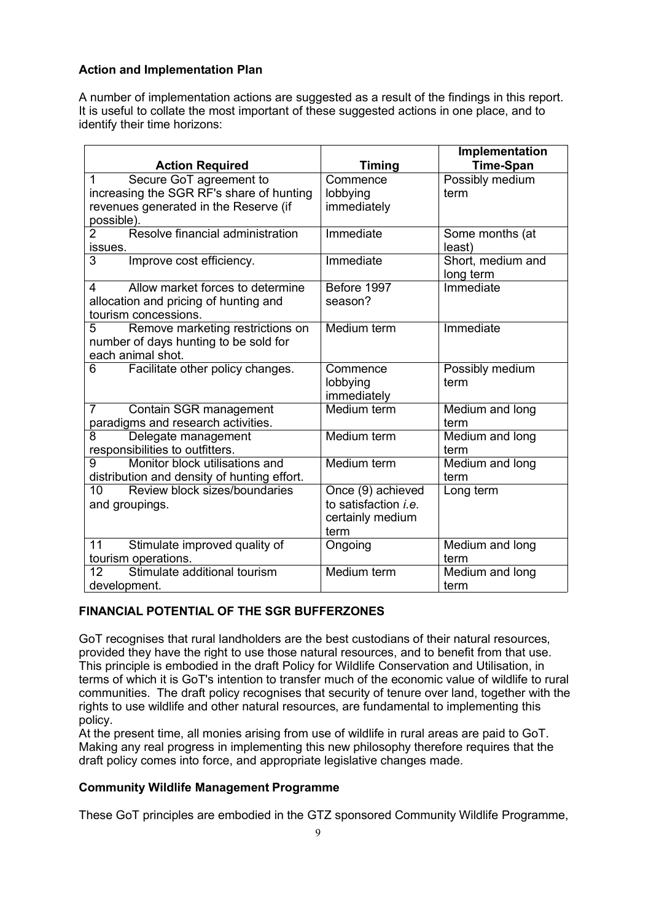**Action and Implementation Plan**

A number of implementation actions are suggested as a result of the findings in this report. It is useful to collate the most important of these suggested actions in one place, and to identify their time horizons:

| Action Required | Timing | Implementation Time-Span |
|---|---|---|
| 1 Secure GoT agreement to increasing the SGR RF's share of hunting revenues generated in the Reserve (if possible). | Commence lobbying immediately | Possibly medium term |
| 2 Resolve financial administration issues. | Immediate | Some months (at least) |
| 3 Improve cost efficiency. | Immediate | Short, medium and long term |
| 4 Allow market forces to determine allocation and pricing of hunting and tourism concessions. | Before 1997 season? | Immediate |
| 5 Remove marketing restrictions on number of days hunting to be sold for each animal shot. | Medium term | Immediate |
| 6 Facilitate other policy changes. | Commence lobbying immediately | Possibly medium term |
| 7 Contain SGR management paradigms and research activities. | Medium term | Medium and long term |
| 8 Delegate management responsibilities to outfitters. | Medium term | Medium and long term |
| 9 Monitor block utilisations and distribution and density of hunting effort. | Medium term | Medium and long term |
| 10 Review block sizes/boundaries and groupings. | Once (9) achieved to satisfaction *i.e.* certainly medium term | Long term |
| 11 Stimulate improved quality of tourism operations. | Ongoing | Medium and long term |
| 12 Stimulate additional tourism development. | Medium term | Medium and long term |

## FINANCIAL POTENTIAL OF THE SGR BUFFERZONES

GoT recognises that rural landholders are the best custodians of their natural resources, provided they have the right to use those natural resources, and to benefit from that use. This principle is embodied in the draft Policy for Wildlife Conservation and Utilisation, in terms of which it is GoT's intention to transfer much of the economic value of wildlife to rural communities. The draft policy recognises that security of tenure over land, together with the rights to use wildlife and other natural resources, are fundamental to implementing this policy.

At the present time, all monies arising from use of wildlife in rural areas are paid to GoT. Making any real progress in implementing this new philosophy therefore requires that the draft policy comes into force, and appropriate legislative changes made.

**Community Wildlife Management Programme**

These GoT principles are embodied in the GTZ sponsored Community Wildlife Programme,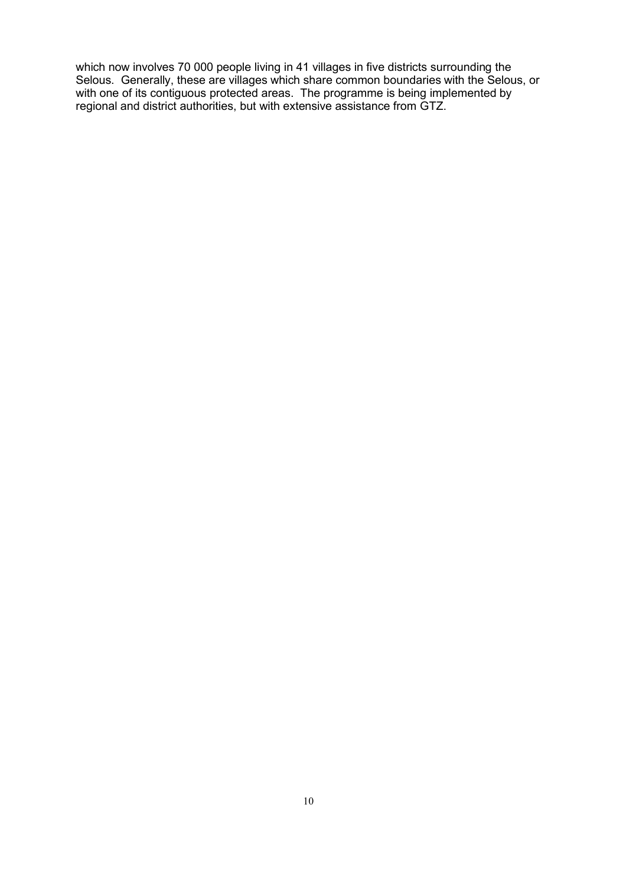which now involves 70 000 people living in 41 villages in five districts surrounding the Selous. Generally, these are villages which share common boundaries with the Selous, or with one of its contiguous protected areas. The programme is being implemented by regional and district authorities, but with extensive assistance from GTZ.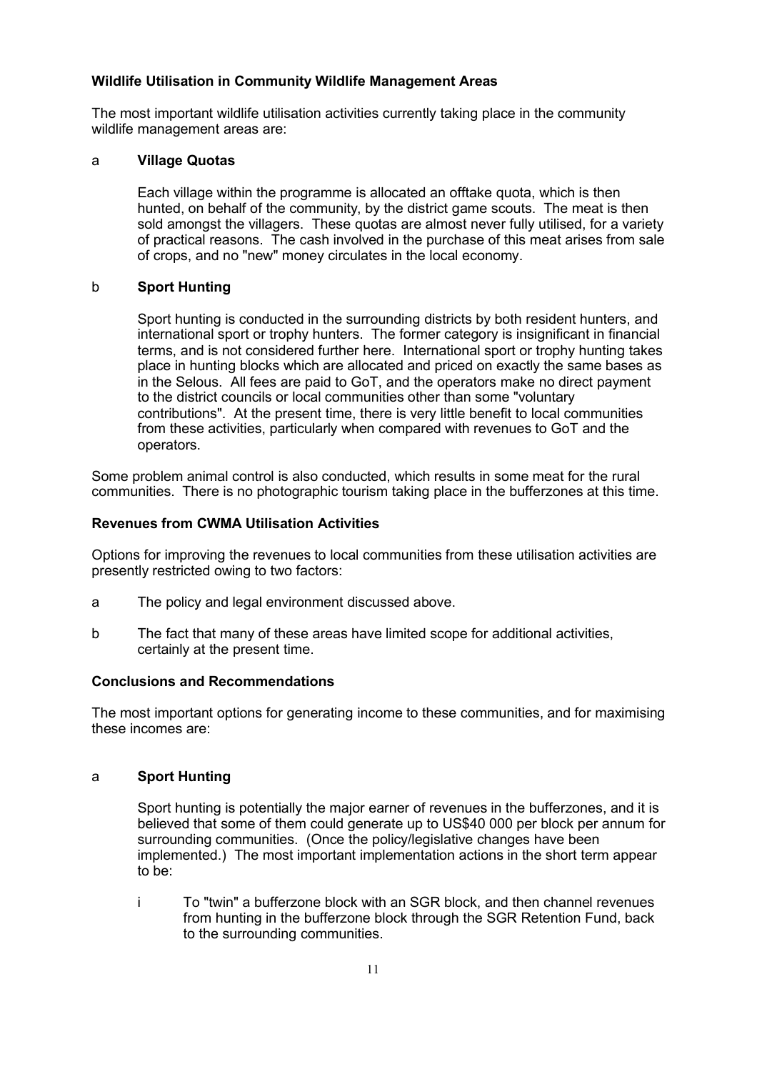**Wildlife Utilisation in Community Wildlife Management Areas**

The most important wildlife utilisation activities currently taking place in the community wildlife management areas are:

a **Village Quotas**

Each village within the programme is allocated an offtake quota, which is then hunted, on behalf of the community, by the district game scouts. The meat is then sold amongst the villagers. These quotas are almost never fully utilised, for a variety of practical reasons. The cash involved in the purchase of this meat arises from sale of crops, and no "new" money circulates in the local economy.

b **Sport Hunting**

Sport hunting is conducted in the surrounding districts by both resident hunters, and international sport or trophy hunters. The former category is insignificant in financial terms, and is not considered further here. International sport or trophy hunting takes place in hunting blocks which are allocated and priced on exactly the same bases as in the Selous. All fees are paid to GoT, and the operators make no direct payment to the district councils or local communities other than some "voluntary contributions". At the present time, there is very little benefit to local communities from these activities, particularly when compared with revenues to GoT and the operators.

Some problem animal control is also conducted, which results in some meat for the rural communities. There is no photographic tourism taking place in the bufferzones at this time.

**Revenues from CWMA Utilisation Activities**

Options for improving the revenues to local communities from these utilisation activities are presently restricted owing to two factors:

a The policy and legal environment discussed above.

b The fact that many of these areas have limited scope for additional activities, certainly at the present time.

**Conclusions and Recommendations**

The most important options for generating income to these communities, and for maximising these incomes are:

a **Sport Hunting**

Sport hunting is potentially the major earner of revenues in the bufferzones, and it is believed that some of them could generate up to US$40 000 per block per annum for surrounding communities. (Once the policy/legislative changes have been implemented.) The most important implementation actions in the short term appear to be:

i To "twin" a bufferzone block with an SGR block, and then channel revenues from hunting in the bufferzone block through the SGR Retention Fund, back to the surrounding communities.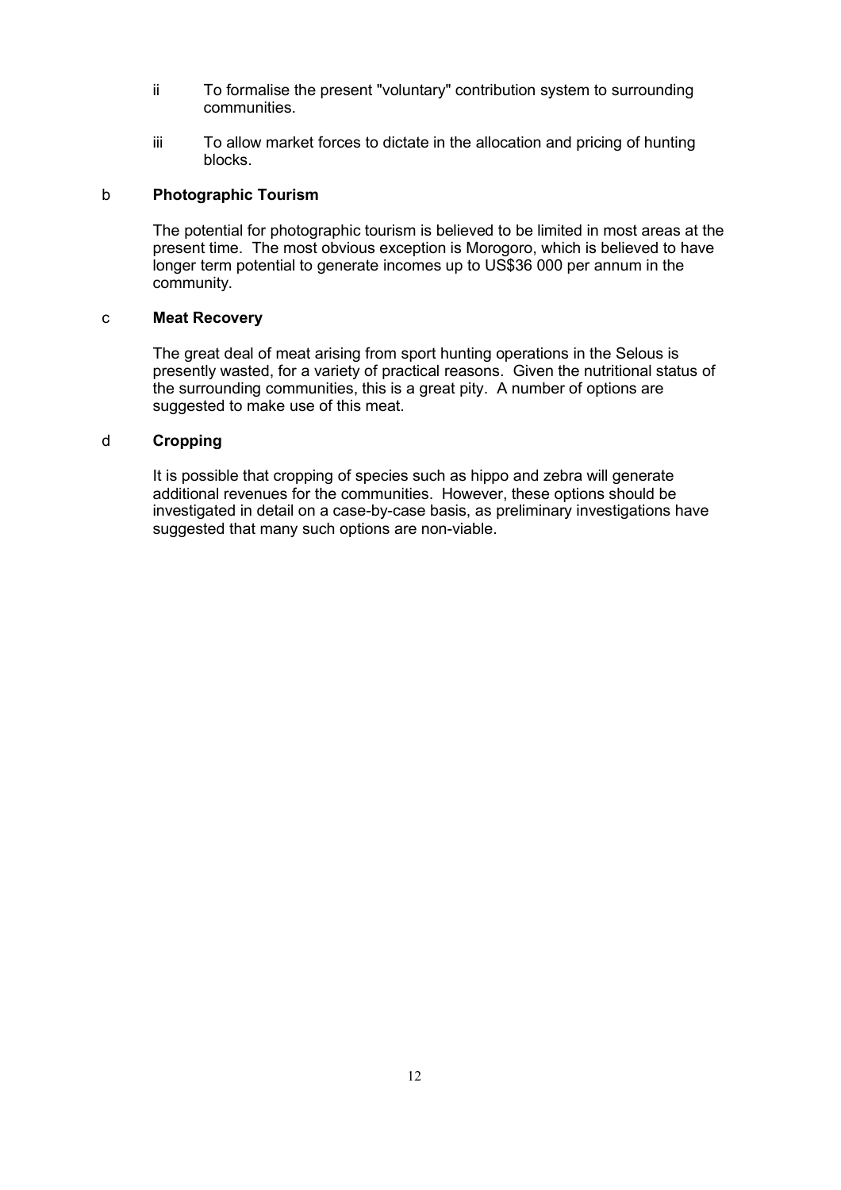ii To formalise the present "voluntary" contribution system to surrounding communities.

iii To allow market forces to dictate in the allocation and pricing of hunting blocks.

b **Photographic Tourism**

The potential for photographic tourism is believed to be limited in most areas at the present time. The most obvious exception is Morogoro, which is believed to have longer term potential to generate incomes up to US$36 000 per annum in the community.

c **Meat Recovery**

The great deal of meat arising from sport hunting operations in the Selous is presently wasted, for a variety of practical reasons. Given the nutritional status of the surrounding communities, this is a great pity. A number of options are suggested to make use of this meat.

d **Cropping**

It is possible that cropping of species such as hippo and zebra will generate additional revenues for the communities. However, these options should be investigated in detail on a case-by-case basis, as preliminary investigations have suggested that many such options are non-viable.